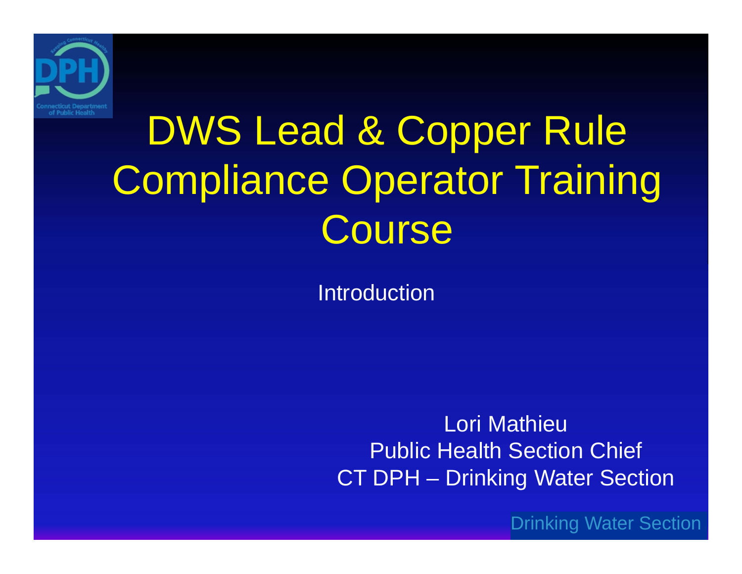# DWS Lead & Copper Rule Compliance Operator Training Course

Introduction

Lori Mathieu
Public Health Section Chief
CT DPH – Drinking Water Section

Drinking Water Section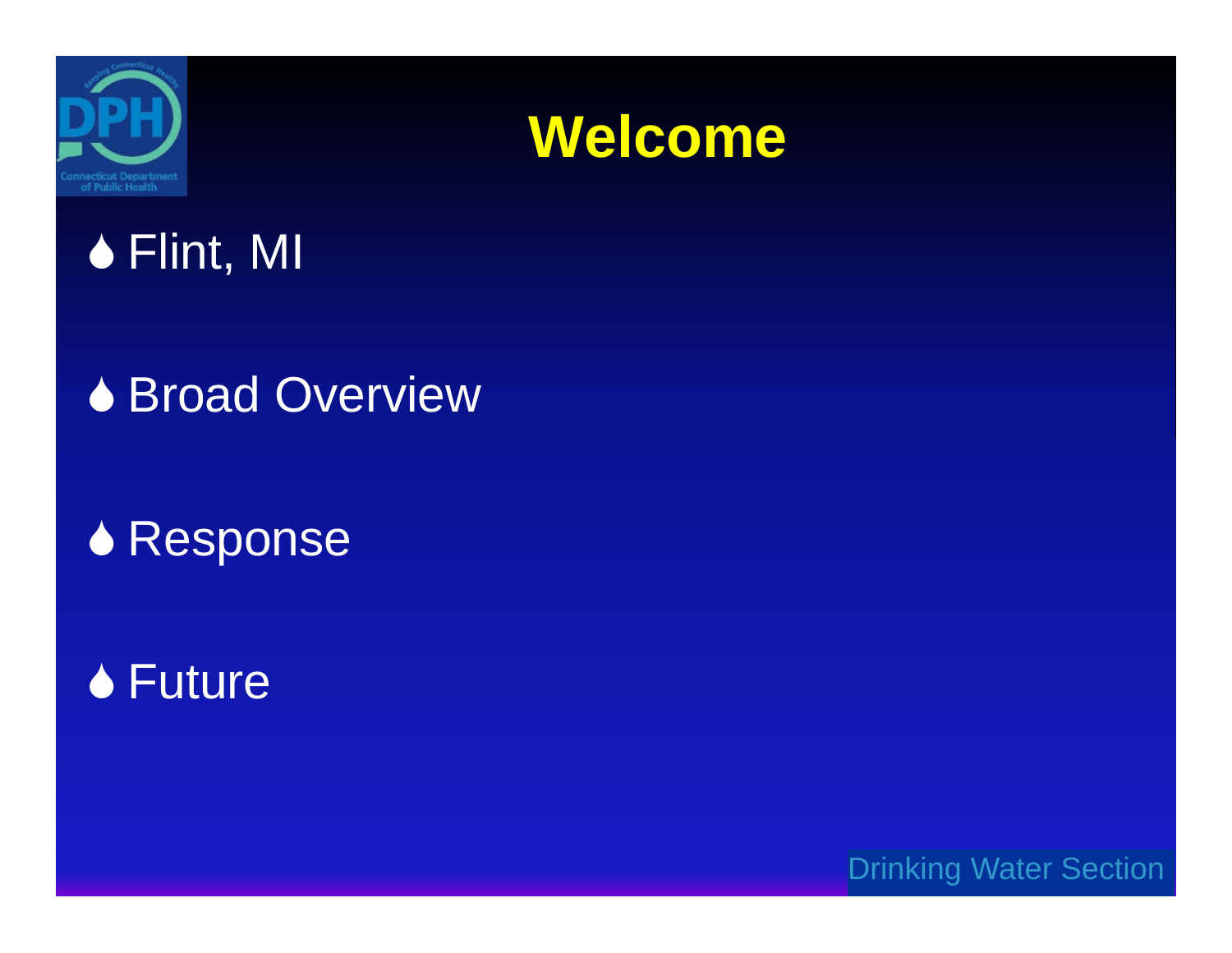# Welcome

- Flint, MI
- Broad Overview
- Response
- Future

Drinking Water Section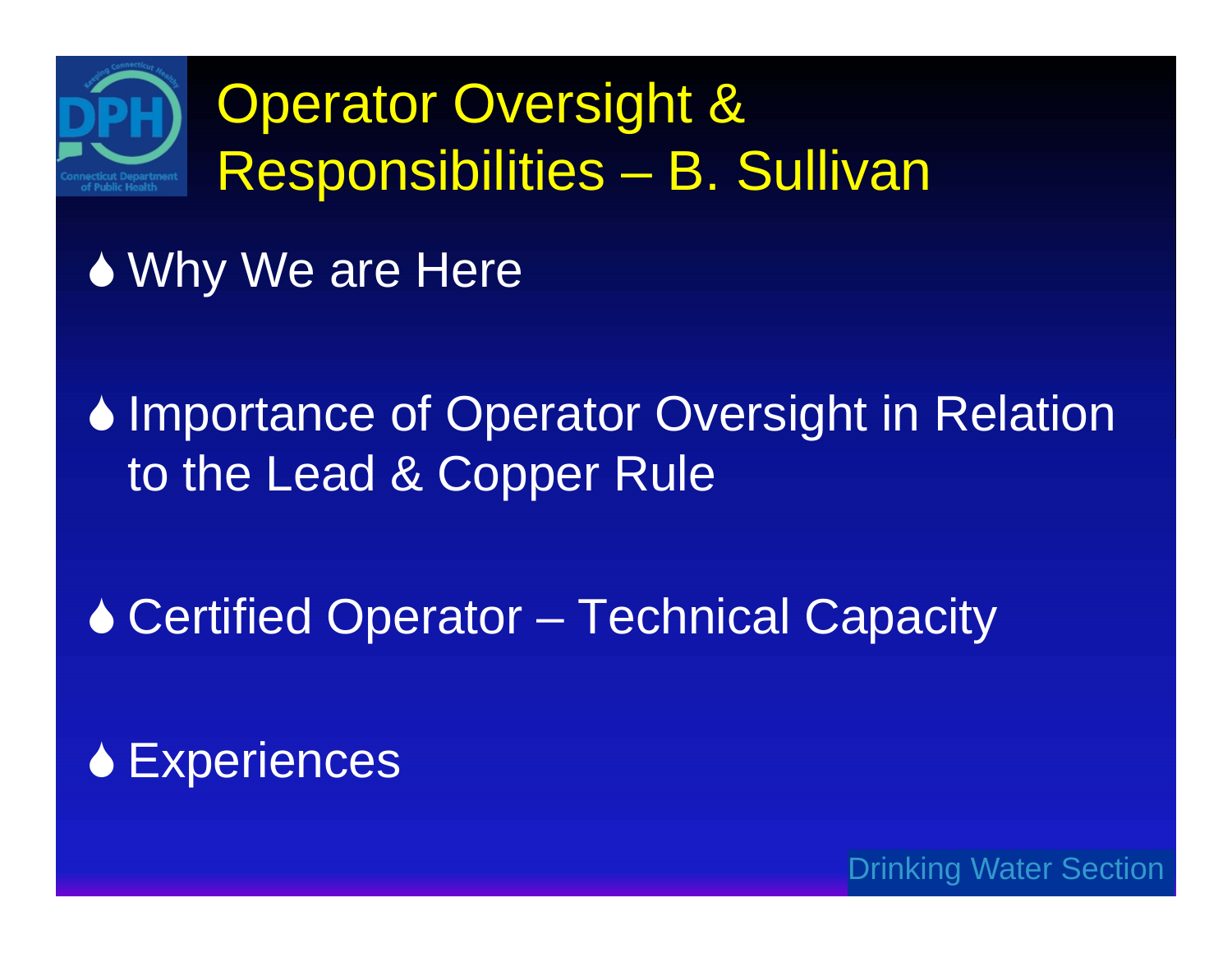# Operator Oversight & Responsibilities – B. Sullivan

- Why We are Here
- Importance of Operator Oversight in Relation to the Lead & Copper Rule
- Certified Operator – Technical Capacity
- Experiences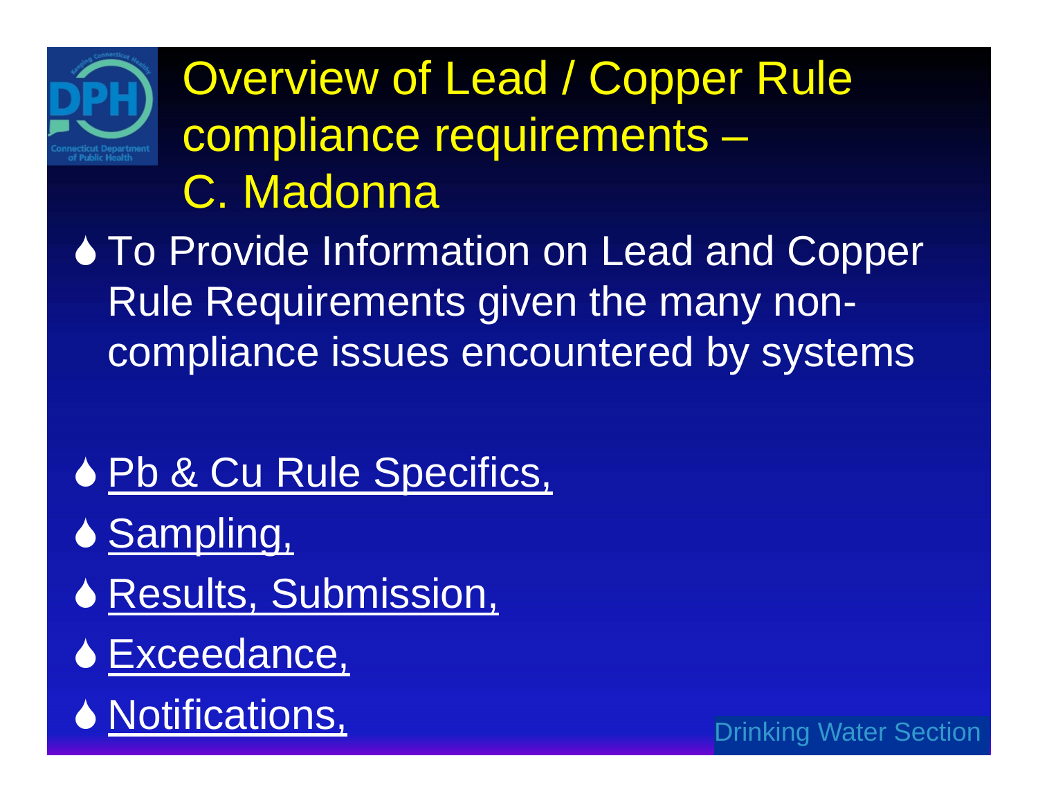# Overview of Lead / Copper Rule compliance requirements – C. Madonna

- To Provide Information on Lead and Copper Rule Requirements given the many non-compliance issues encountered by systems

- Pb & Cu Rule Specifics,
- Sampling,
- Results, Submission,
- Exceedance,
- Notifications,

Drinking Water Section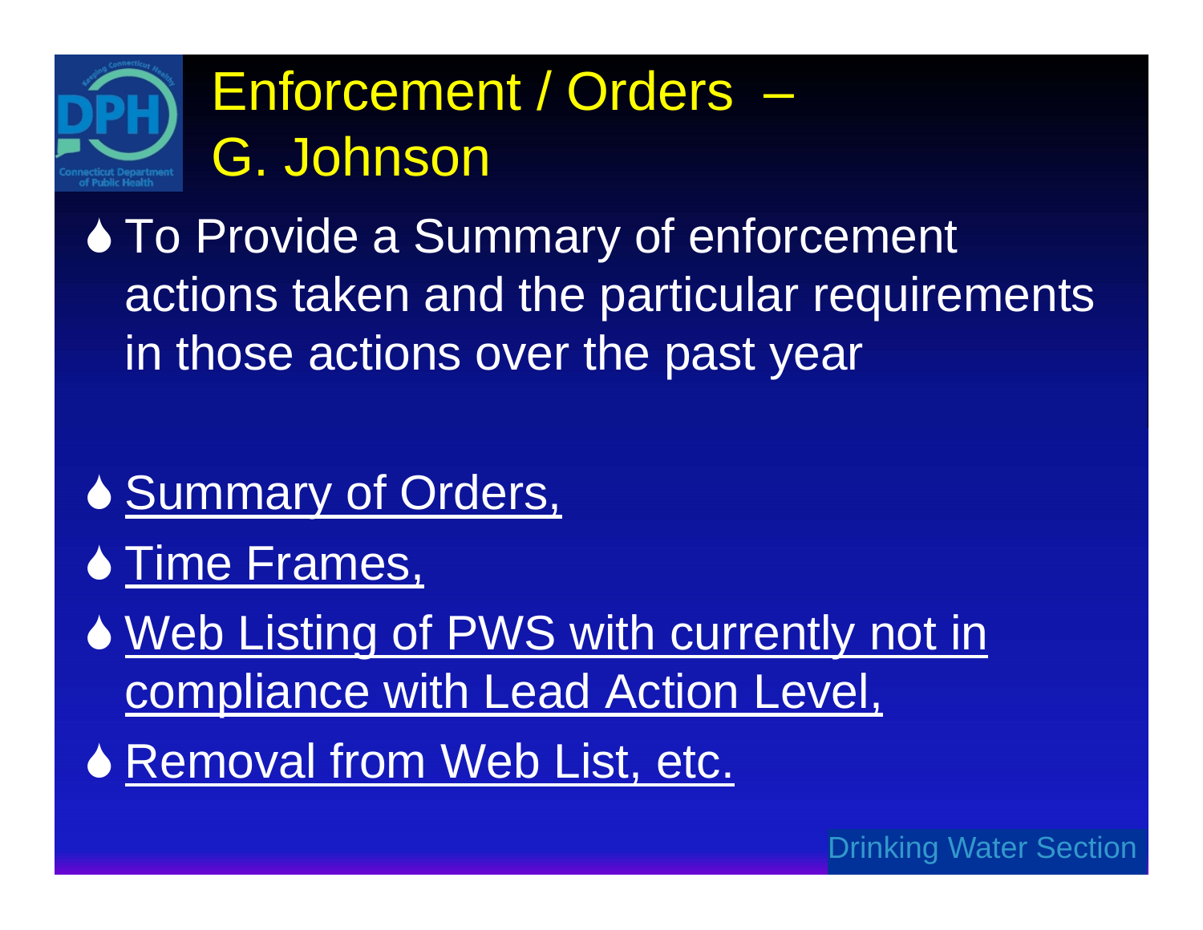# Enforcement / Orders – G. Johnson

- To Provide a Summary of enforcement actions taken and the particular requirements in those actions over the past year

- Summary of Orders,
- Time Frames,
- Web Listing of PWS with currently not in compliance with Lead Action Level,
- Removal from Web List, etc.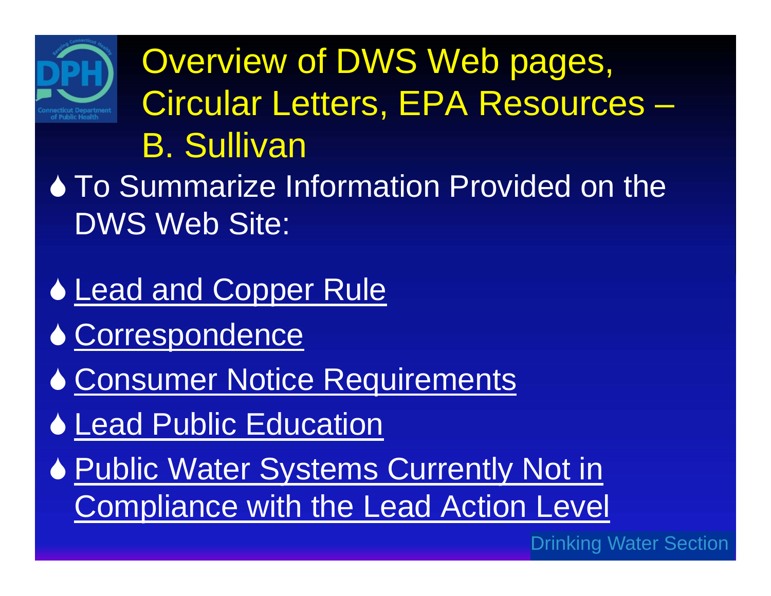# Overview of DWS Web pages, Circular Letters, EPA Resources – B. Sullivan

- To Summarize Information Provided on the DWS Web Site:

- Lead and Copper Rule
- Correspondence
- Consumer Notice Requirements
- Lead Public Education
- Public Water Systems Currently Not in Compliance with the Lead Action Level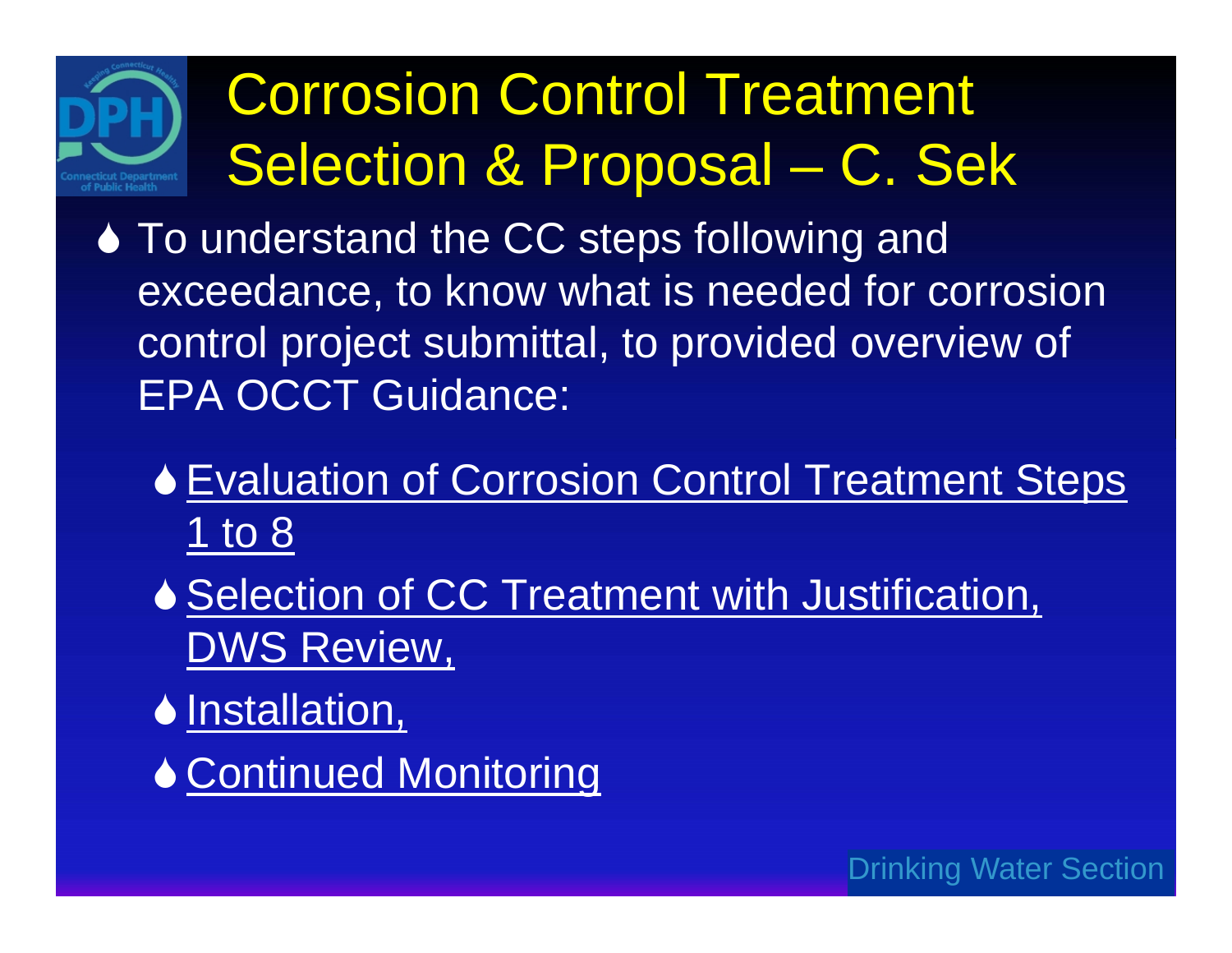# Corrosion Control Treatment Selection & Proposal – C. Sek

- To understand the CC steps following and exceedance, to know what is needed for corrosion control project submittal, to provided overview of EPA OCCT Guidance:
  - Evaluation of Corrosion Control Treatment Steps 1 to 8
  - Selection of CC Treatment with Justification, DWS Review,
  - Installation,
  - Continued Monitoring

Drinking Water Section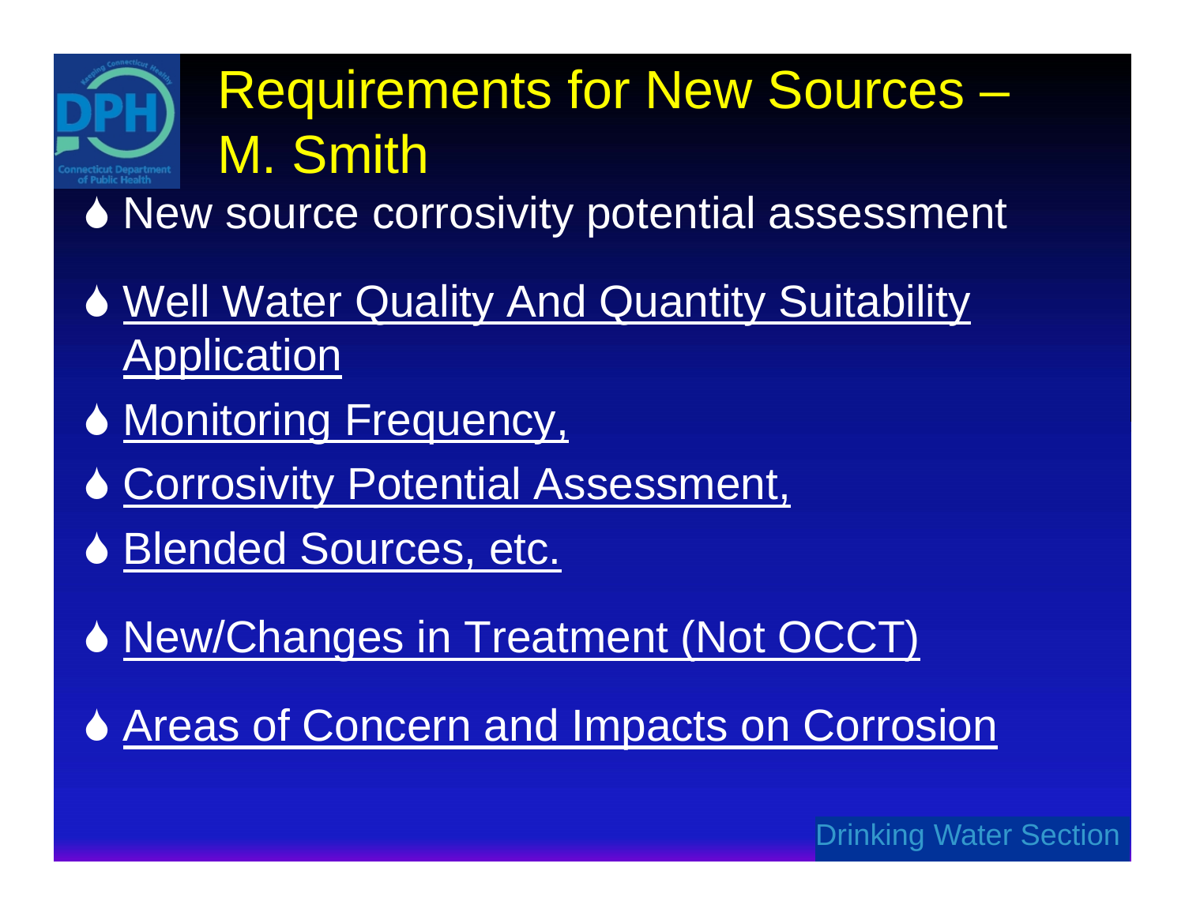# Requirements for New Sources – M. Smith

- New source corrosivity potential assessment
- Well Water Quality And Quantity Suitability Application
- Monitoring Frequency,
- Corrosivity Potential Assessment,
- Blended Sources, etc.
- New/Changes in Treatment (Not OCCT)
- Areas of Concern and Impacts on Corrosion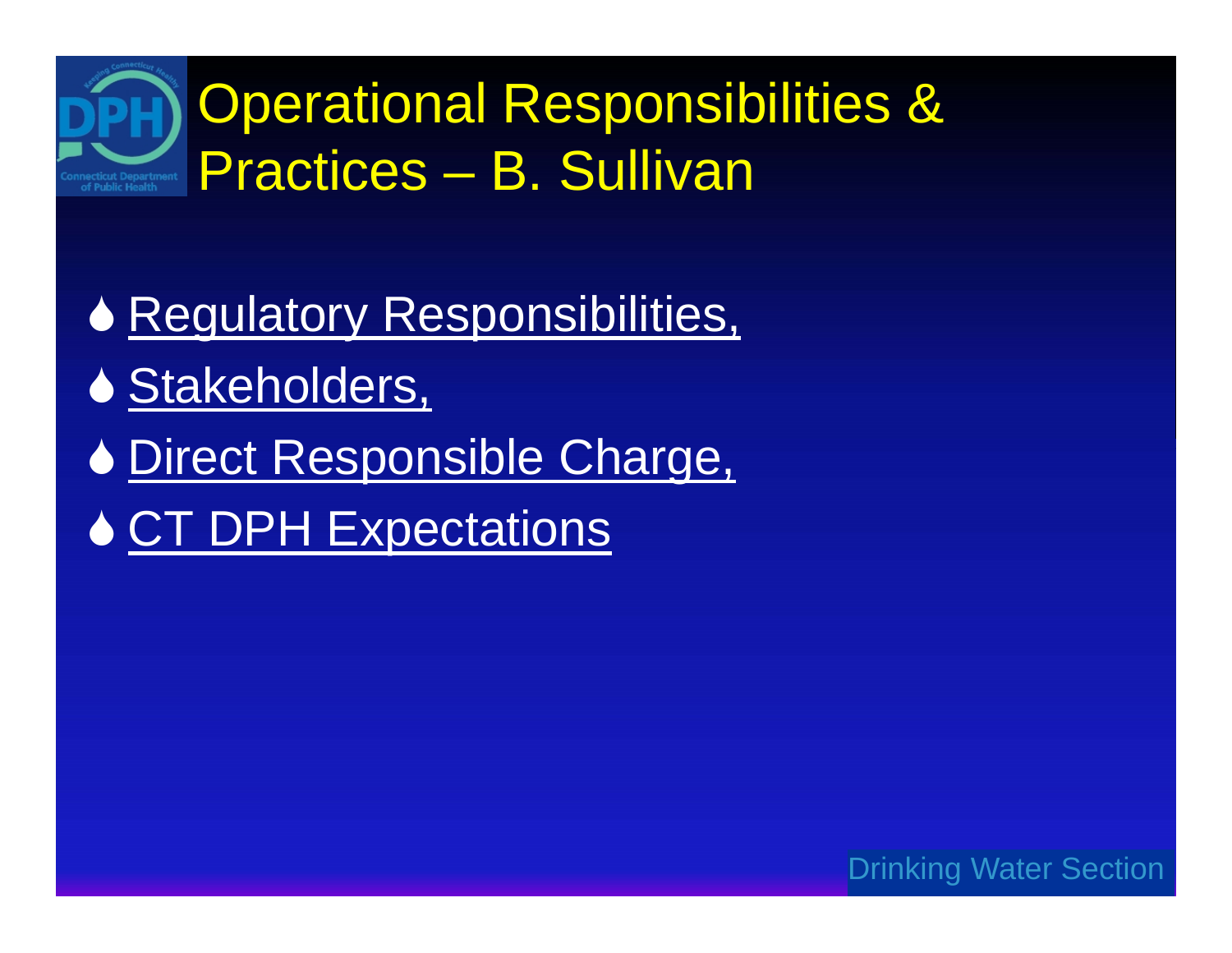# Operational Responsibilities & Practices – B. Sullivan

- Regulatory Responsibilities,
- Stakeholders,
- Direct Responsible Charge,
- CT DPH Expectations

Drinking Water Section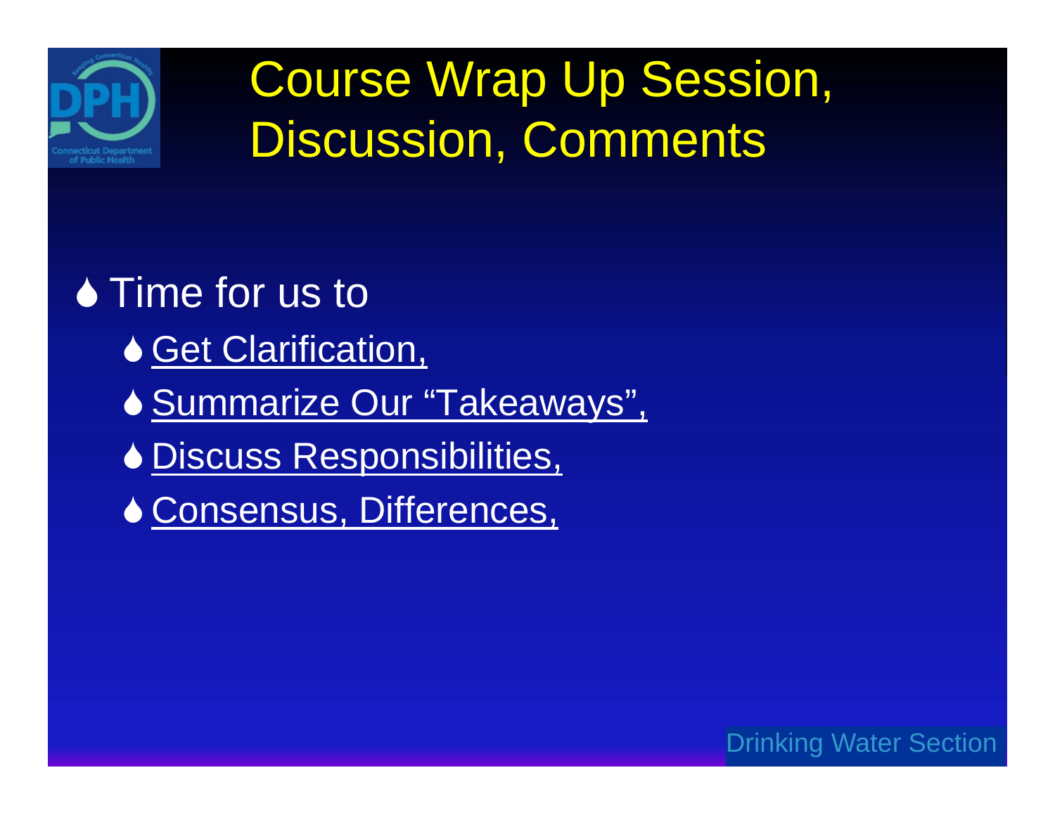# Course Wrap Up Session, Discussion, Comments

- Time for us to
  - Get Clarification,
  - Summarize Our "Takeaways",
  - Discuss Responsibilities,
  - Consensus, Differences,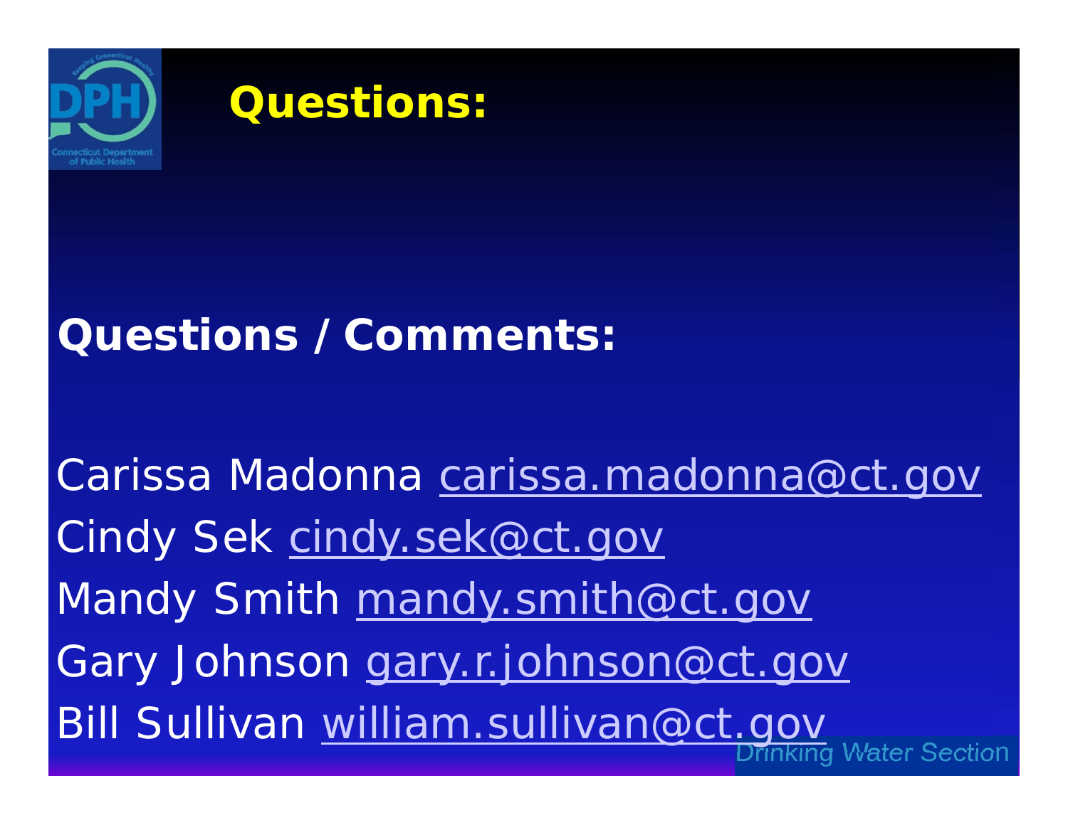# Questions:

**Questions / Comments:**

Carissa Madonna carissa.madonna@ct.gov
Cindy Sek cindy.sek@ct.gov
Mandy Smith mandy.smith@ct.gov
Gary Johnson gary.r.johnson@ct.gov
Bill Sullivan william.sullivan@ct.gov